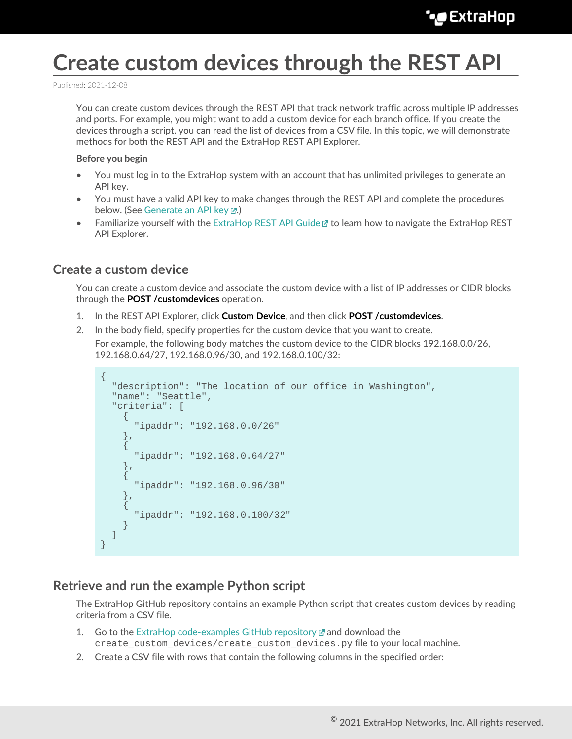# Create custom devices through the REST API

Published: 2021-12-08

You can create custom devices through the REST API that track network traffic across multiple IP addresses and ports. For example, you might want to add a custom device for each branch office. If you create the devices through a script, you can read the list of devices from a CSV file. In this topic, we will demonstrate methods for both the REST API and the ExtraHop REST API Explorer.

**Before you begin**

- You must log in to the ExtraHop system with an account that has unlimited privileges to generate an API key.
- You must have a valid API key to make changes through the REST API and complete the procedures below. (See Generate an API key.)
- Familiarize yourself with the ExtraHop REST API Guide to learn how to navigate the ExtraHop REST API Explorer.

## Create a custom device

You can create a custom device and associate the custom device with a list of IP addresses or CIDR blocks through the **POST /customdevices** operation.

1. In the REST API Explorer, click **Custom Device**, and then click **POST /customdevices**.
2. In the body field, specify properties for the custom device that you want to create.

   For example, the following body matches the custom device to the CIDR blocks 192.168.0.0/26, 192.168.0.64/27, 192.168.0.96/30, and 192.168.0.100/32:

```
{
  "description": "The location of our office in Washington",
  "name": "Seattle",
  "criteria": [
    {
      "ipaddr": "192.168.0.0/26"
    },
    {
      "ipaddr": "192.168.0.64/27"
    },
    {
      "ipaddr": "192.168.0.96/30"
    },
    {
      "ipaddr": "192.168.0.100/32"
    }
  ]
}
```

## Retrieve and run the example Python script

The ExtraHop GitHub repository contains an example Python script that creates custom devices by reading criteria from a CSV file.

1. Go to the ExtraHop code-examples GitHub repository and download the `create_custom_devices/create_custom_devices.py` file to your local machine.
2. Create a CSV file with rows that contain the following columns in the specified order: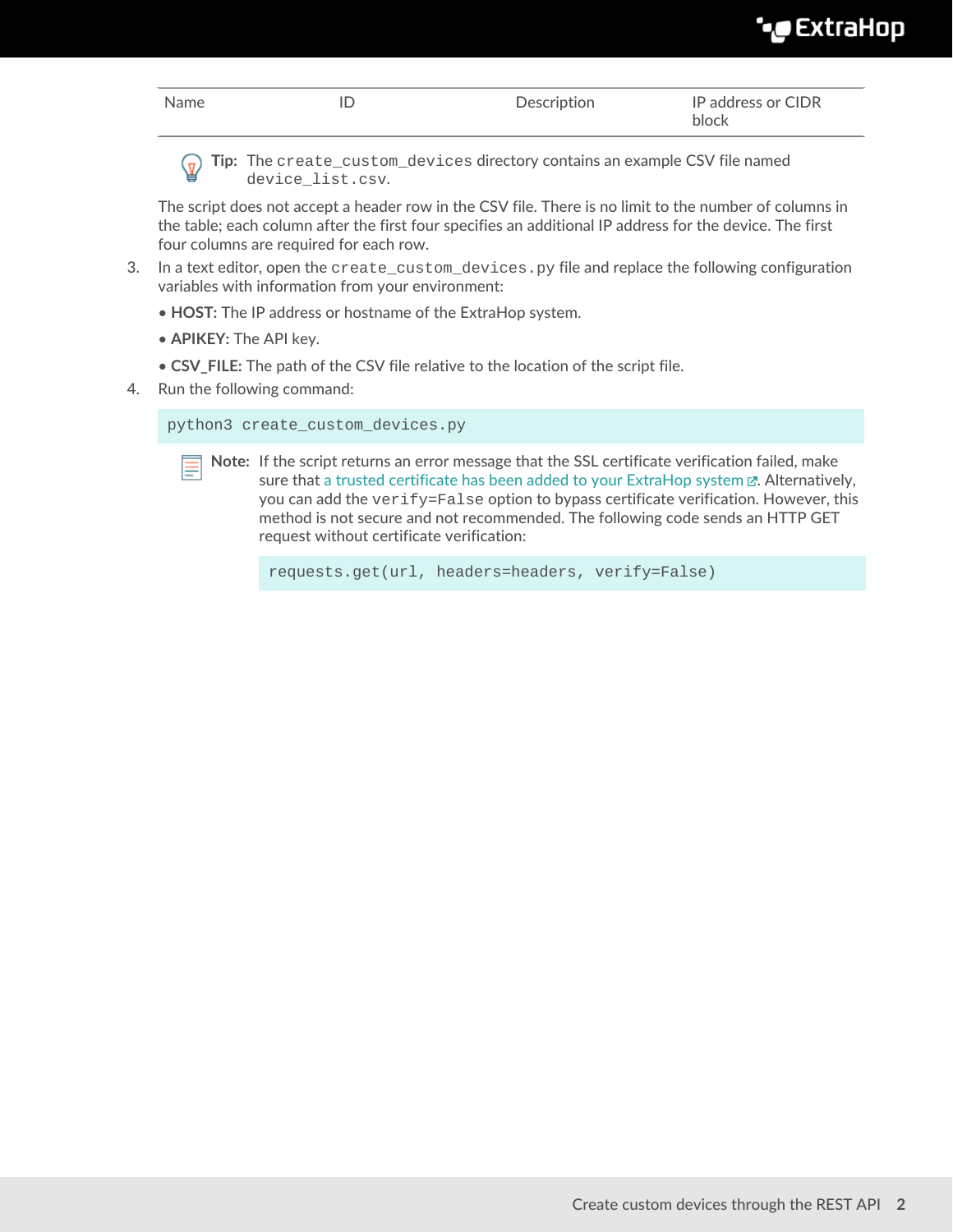| Name | ID | Description | IP address or CIDR block |
| --- | --- | --- | --- |

**Tip:** The `create_custom_devices` directory contains an example CSV file named `device_list.csv`.

The script does not accept a header row in the CSV file. There is no limit to the number of columns in the table; each column after the first four specifies an additional IP address for the device. The first four columns are required for each row.

3. In a text editor, open the `create_custom_devices.py` file and replace the following configuration variables with information from your environment:
   - **HOST:** The IP address or hostname of the ExtraHop system.
   - **APIKEY:** The API key.
   - **CSV_FILE:** The path of the CSV file relative to the location of the script file.
4. Run the following command:

```
python3 create_custom_devices.py
```

**Note:** If the script returns an error message that the SSL certificate verification failed, make sure that a trusted certificate has been added to your ExtraHop system. Alternatively, you can add the `verify=False` option to bypass certificate verification. However, this method is not secure and not recommended. The following code sends an HTTP GET request without certificate verification:

```
requests.get(url, headers=headers, verify=False)
```